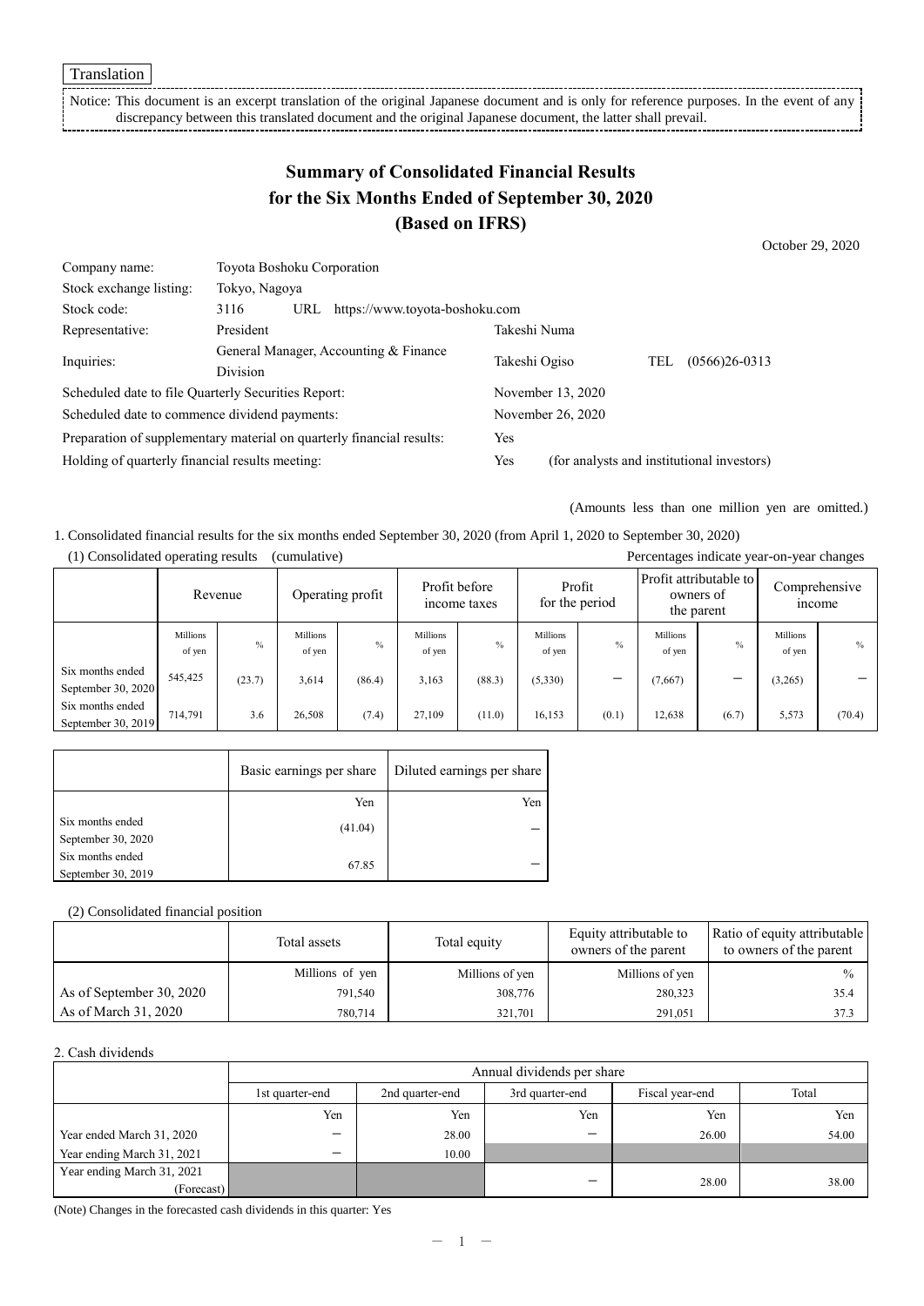Translation

Notice: This document is an excerpt translation of the original Japanese document and is only for reference purposes. In the event of any discrepancy between this translated document and the original Japanese document, the latter shall prevail.

# Summary of Consolidated Financial Results for the Six Months Ended of September 30, 2020 (Based on IFRS)

October 29, 2020

| | | | |
|---|---|---|---|
| Company name: | Toyota Boshoku Corporation | | |
| Stock exchange listing: | Tokyo, Nagoya | | |
| Stock code: | 3116 URL https://www.toyota-boshoku.com | | |
| Representative: | President | Takeshi Numa | |
| Inquiries: | General Manager, Accounting & Finance Division | Takeshi Ogiso | TEL (0566)26-0313 |
| Scheduled date to file Quarterly Securities Report: | | November 13, 2020 | |
| Scheduled date to commence dividend payments: | | November 26, 2020 | |
| Preparation of supplementary material on quarterly financial results: | | Yes | |
| Holding of quarterly financial results meeting: | | Yes | (for analysts and institutional investors) |

(Amounts less than one million yen are omitted.)

1. Consolidated financial results for the six months ended September 30, 2020 (from April 1, 2020 to September 30, 2020)

(1) Consolidated operating results (cumulative)

Percentages indicate year-on-year changes

| | Revenue | | Operating profit | | Profit before income taxes | | Profit for the period | | Profit attributable to owners of the parent | | Comprehensive income | |
|---|---|---|---|---|---|---|---|---|---|---|---|---|
| | Millions of yen | % | Millions of yen | % | Millions of yen | % | Millions of yen | % | Millions of yen | % | Millions of yen | % |
| Six months ended September 30, 2020 | 545,425 | (23.7) | 3,614 | (86.4) | 3,163 | (88.3) | (5,330) | − | (7,667) | − | (3,265) | − |
| Six months ended September 30, 2019 | 714,791 | 3.6 | 26,508 | (7.4) | 27,109 | (11.0) | 16,153 | (0.1) | 12,638 | (6.7) | 5,573 | (70.4) |

| | Basic earnings per share | Diluted earnings per share |
|---|---|---|
| | Yen | Yen |
| Six months ended September 30, 2020 | (41.04) | − |
| Six months ended September 30, 2019 | 67.85 | − |

(2) Consolidated financial position

| | Total assets | Total equity | Equity attributable to owners of the parent | Ratio of equity attributable to owners of the parent |
|---|---|---|---|---|
| | Millions of yen | Millions of yen | Millions of yen | % |
| As of September 30, 2020 | 791,540 | 308,776 | 280,323 | 35.4 |
| As of March 31, 2020 | 780,714 | 321,701 | 291,051 | 37.3 |

2. Cash dividends

| | Annual dividends per share | | | | |
|---|---|---|---|---|---|
| | 1st quarter-end | 2nd quarter-end | 3rd quarter-end | Fiscal year-end | Total |
| | Yen | Yen | Yen | Yen | Yen |
| Year ended March 31, 2020 | − | 28.00 | − | 26.00 | 54.00 |
| Year ending March 31, 2021 | − | 10.00 | | | |
| Year ending March 31, 2021 (Forecast) | | | − | 28.00 | 38.00 |

(Note) Changes in the forecasted cash dividends in this quarter: Yes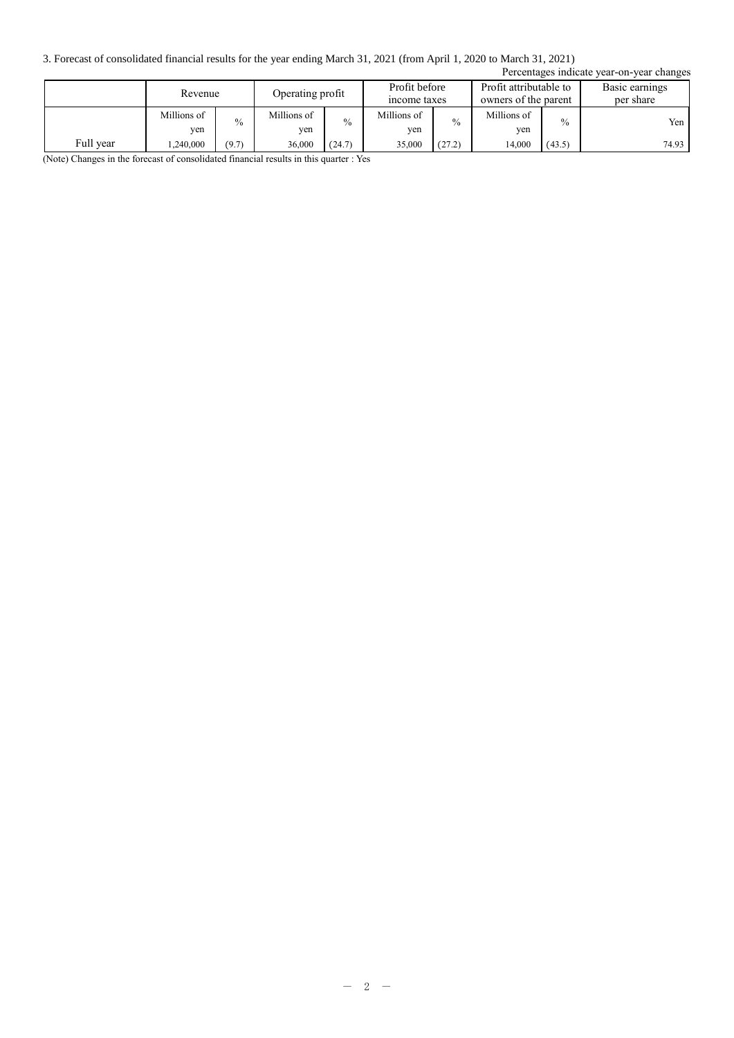3. Forecast of consolidated financial results for the year ending March 31, 2021 (from April 1, 2020 to March 31, 2021)

Percentages indicate year-on-year changes

| | Revenue | | Operating profit | | Profit before income taxes | | Profit attributable to owners of the parent | | Basic earnings per share |
|---|---|---|---|---|---|---|---|---|---|
| | Millions of yen | % | Millions of yen | % | Millions of yen | % | Millions of yen | % | Yen |
| Full year | 1,240,000 | (9.7) | 36,000 | (24.7) | 35,000 | (27.2) | 14,000 | (43.5) | 74.93 |

(Note) Changes in the forecast of consolidated financial results in this quarter : Yes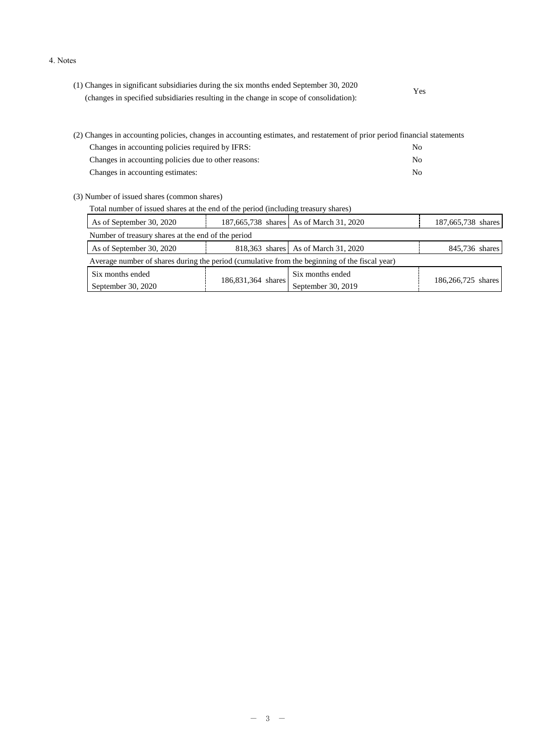4. Notes

(1) Changes in significant subsidiaries during the six months ended September 30, 2020 (changes in specified subsidiaries resulting in the change in scope of consolidation): Yes

(2) Changes in accounting policies, changes in accounting estimates, and restatement of prior period financial statements

| | |
|---|---|
| Changes in accounting policies required by IFRS: | No |
| Changes in accounting policies due to other reasons: | No |
| Changes in accounting estimates: | No |

(3) Number of issued shares (common shares)

Total number of issued shares at the end of the period (including treasury shares)

| | | | |
|---|---|---|---|
| As of September 30, 2020 | 187,665,738 shares | As of March 31, 2020 | 187,665,738 shares |

Number of treasury shares at the end of the period

| | | | |
|---|---|---|---|
| As of September 30, 2020 | 818,363 shares | As of March 31, 2020 | 845,736 shares |

Average number of shares during the period (cumulative from the beginning of the fiscal year)

| | | | |
|---|---|---|---|
| Six months ended September 30, 2020 | 186,831,364 shares | Six months ended September 30, 2019 | 186,266,725 shares |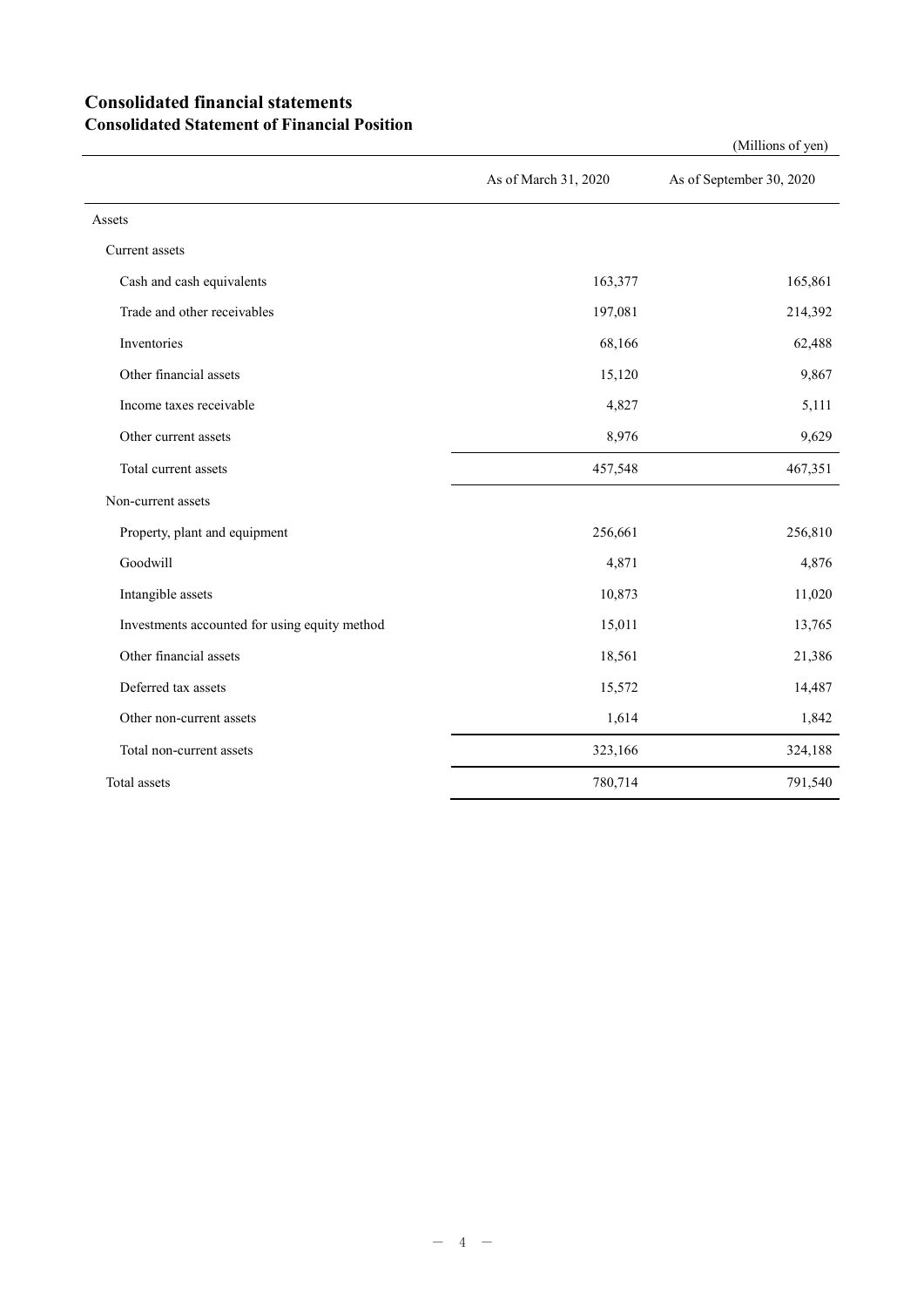# Consolidated financial statements

## Consolidated Statement of Financial Position

(Millions of yen)

| | As of March 31, 2020 | As of September 30, 2020 |
|---|---|---|
| Assets | | |
| Current assets | | |
| Cash and cash equivalents | 163,377 | 165,861 |
| Trade and other receivables | 197,081 | 214,392 |
| Inventories | 68,166 | 62,488 |
| Other financial assets | 15,120 | 9,867 |
| Income taxes receivable | 4,827 | 5,111 |
| Other current assets | 8,976 | 9,629 |
| Total current assets | 457,548 | 467,351 |
| Non-current assets | | |
| Property, plant and equipment | 256,661 | 256,810 |
| Goodwill | 4,871 | 4,876 |
| Intangible assets | 10,873 | 11,020 |
| Investments accounted for using equity method | 15,011 | 13,765 |
| Other financial assets | 18,561 | 21,386 |
| Deferred tax assets | 15,572 | 14,487 |
| Other non-current assets | 1,614 | 1,842 |
| Total non-current assets | 323,166 | 324,188 |
| Total assets | 780,714 | 791,540 |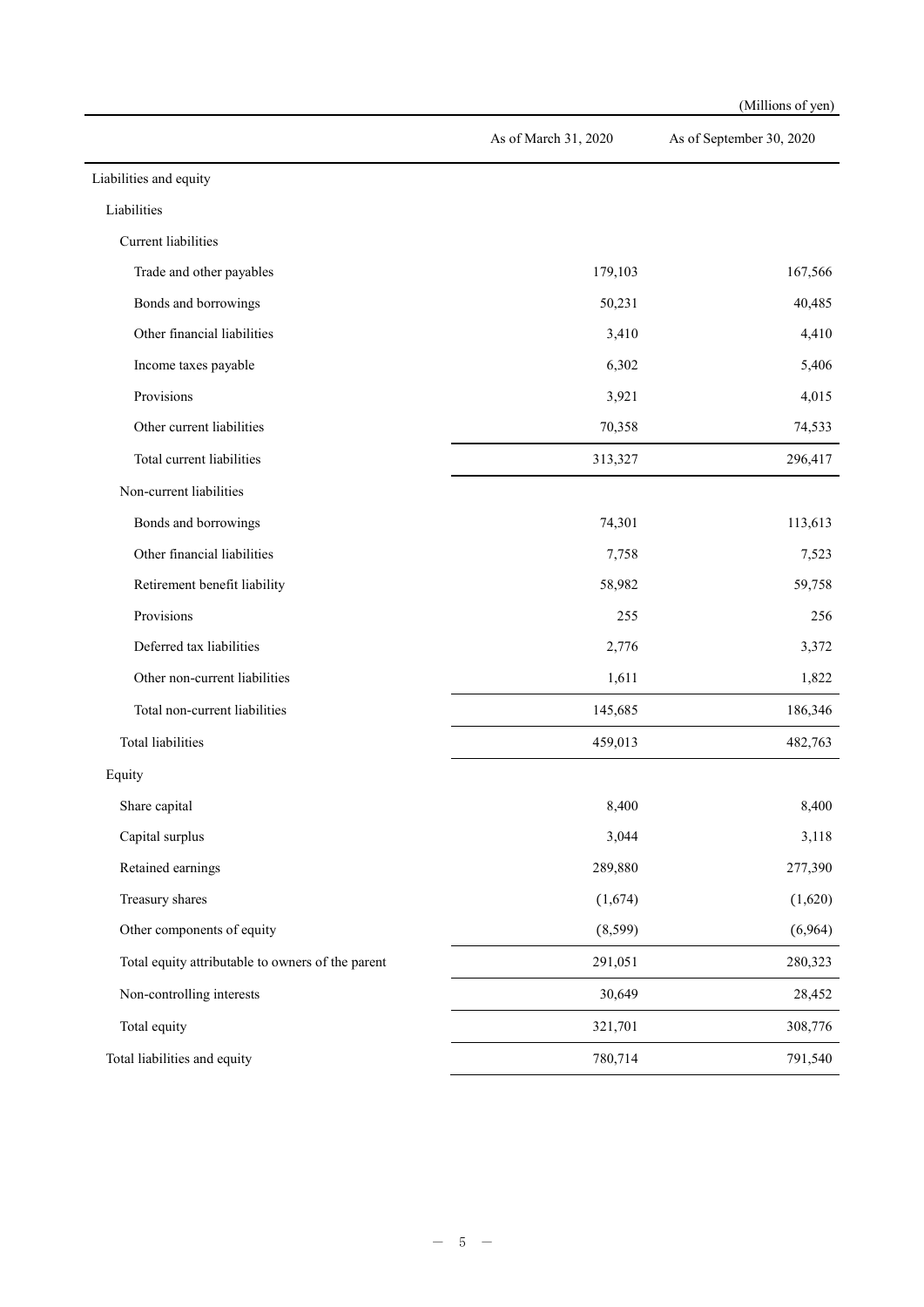(Millions of yen)

| | As of March 31, 2020 | As of September 30, 2020 |
|---|---|---|
| Liabilities and equity | | |
| Liabilities | | |
| Current liabilities | | |
| Trade and other payables | 179,103 | 167,566 |
| Bonds and borrowings | 50,231 | 40,485 |
| Other financial liabilities | 3,410 | 4,410 |
| Income taxes payable | 6,302 | 5,406 |
| Provisions | 3,921 | 4,015 |
| Other current liabilities | 70,358 | 74,533 |
| Total current liabilities | 313,327 | 296,417 |
| Non-current liabilities | | |
| Bonds and borrowings | 74,301 | 113,613 |
| Other financial liabilities | 7,758 | 7,523 |
| Retirement benefit liability | 58,982 | 59,758 |
| Provisions | 255 | 256 |
| Deferred tax liabilities | 2,776 | 3,372 |
| Other non-current liabilities | 1,611 | 1,822 |
| Total non-current liabilities | 145,685 | 186,346 |
| Total liabilities | 459,013 | 482,763 |
| Equity | | |
| Share capital | 8,400 | 8,400 |
| Capital surplus | 3,044 | 3,118 |
| Retained earnings | 289,880 | 277,390 |
| Treasury shares | (1,674) | (1,620) |
| Other components of equity | (8,599) | (6,964) |
| Total equity attributable to owners of the parent | 291,051 | 280,323 |
| Non-controlling interests | 30,649 | 28,452 |
| Total equity | 321,701 | 308,776 |
| Total liabilities and equity | 780,714 | 791,540 |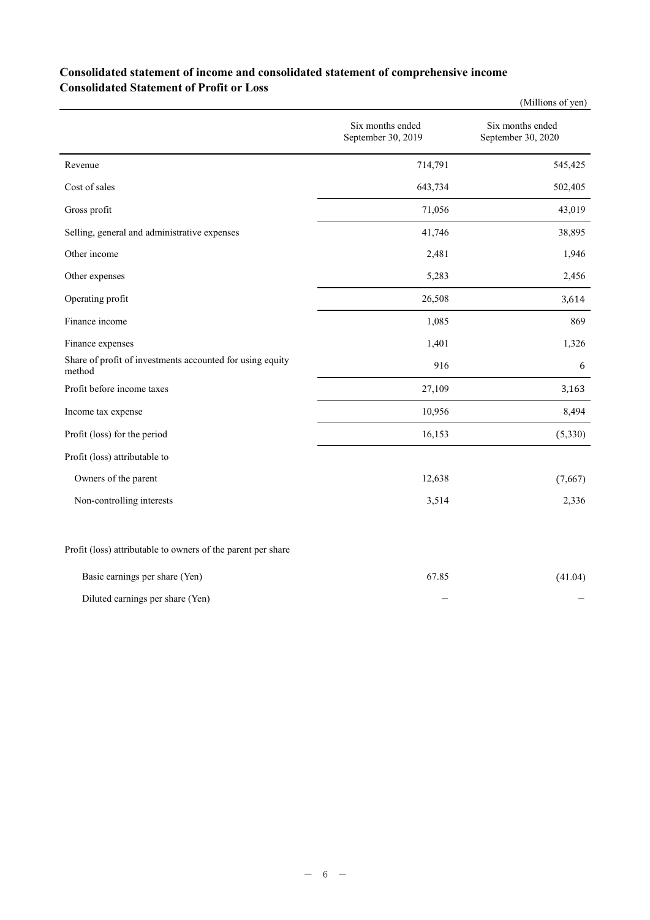## Consolidated statement of income and consolidated statement of comprehensive income

## Consolidated Statement of Profit or Loss

(Millions of yen)

| | Six months ended September 30, 2019 | Six months ended September 30, 2020 |
|---|---|---|
| Revenue | 714,791 | 545,425 |
| Cost of sales | 643,734 | 502,405 |
| Gross profit | 71,056 | 43,019 |
| Selling, general and administrative expenses | 41,746 | 38,895 |
| Other income | 2,481 | 1,946 |
| Other expenses | 5,283 | 2,456 |
| Operating profit | 26,508 | 3,614 |
| Finance income | 1,085 | 869 |
| Finance expenses | 1,401 | 1,326 |
| Share of profit of investments accounted for using equity method | 916 | 6 |
| Profit before income taxes | 27,109 | 3,163 |
| Income tax expense | 10,956 | 8,494 |
| Profit (loss) for the period | 16,153 | (5,330) |
| Profit (loss) attributable to | | |
| Owners of the parent | 12,638 | (7,667) |
| Non-controlling interests | 3,514 | 2,336 |
| | | |
| Profit (loss) attributable to owners of the parent per share | | |
| Basic earnings per share (Yen) | 67.85 | (41.04) |
| Diluted earnings per share (Yen) | – | – |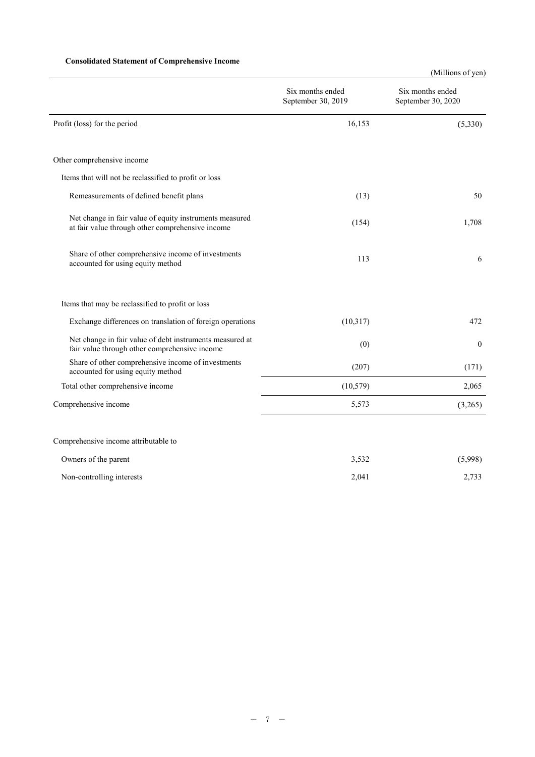**Consolidated Statement of Comprehensive Income**

(Millions of yen)

| | Six months ended September 30, 2019 | Six months ended September 30, 2020 |
|---|---|---|
| Profit (loss) for the period | 16,153 | (5,330) |
| Other comprehensive income | | |
| Items that will not be reclassified to profit or loss | | |
| Remeasurements of defined benefit plans | (13) | 50 |
| Net change in fair value of equity instruments measured at fair value through other comprehensive income | (154) | 1,708 |
| Share of other comprehensive income of investments accounted for using equity method | 113 | 6 |
| Items that may be reclassified to profit or loss | | |
| Exchange differences on translation of foreign operations | (10,317) | 472 |
| Net change in fair value of debt instruments measured at fair value through other comprehensive income | (0) | 0 |
| Share of other comprehensive income of investments accounted for using equity method | (207) | (171) |
| Total other comprehensive income | (10,579) | 2,065 |
| Comprehensive income | 5,573 | (3,265) |
| Comprehensive income attributable to | | |
| Owners of the parent | 3,532 | (5,998) |
| Non-controlling interests | 2,041 | 2,733 |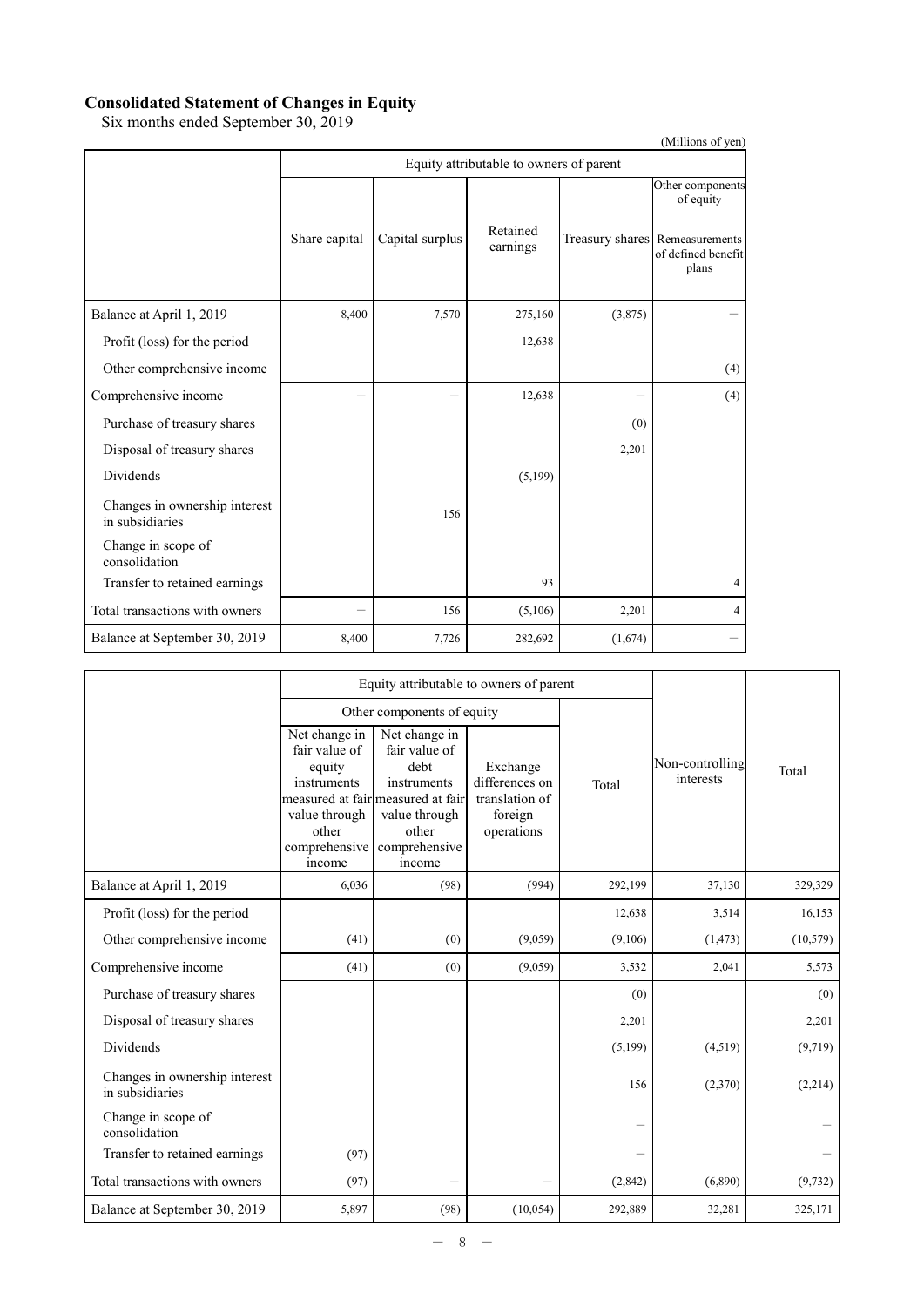## Consolidated Statement of Changes in Equity

Six months ended September 30, 2019

(Millions of yen)

| | Equity attributable to owners of parent | | | | |
|---|---|---|---|---|---|
| | | | | | Other components of equity |
| | Share capital | Capital surplus | Retained earnings | Treasury shares | Remeasurements of defined benefit plans |
| Balance at April 1, 2019 | 8,400 | 7,570 | 275,160 | (3,875) | － |
| Profit (loss) for the period | | | 12,638 | | |
| Other comprehensive income | | | | | (4) |
| Comprehensive income | － | － | 12,638 | － | (4) |
| Purchase of treasury shares | | | | (0) | |
| Disposal of treasury shares | | | | 2,201 | |
| Dividends | | | (5,199) | | |
| Changes in ownership interest in subsidiaries | | 156 | | | |
| Change in scope of consolidation | | | | | |
| Transfer to retained earnings | | | 93 | | 4 |
| Total transactions with owners | － | 156 | (5,106) | 2,201 | 4 |
| Balance at September 30, 2019 | 8,400 | 7,726 | 282,692 | (1,674) | － |

| | Equity attributable to owners of parent | | | | | |
|---|---|---|---|---|---|---|
| | Other components of equity | | | | | |
| | Net change in fair value of equity instruments measured at fair value through other comprehensive income | Net change in fair value of debt instruments measured at fair value through other comprehensive income | Exchange differences on translation of foreign operations | Total | Non-controlling interests | Total |
| Balance at April 1, 2019 | 6,036 | (98) | (994) | 292,199 | 37,130 | 329,329 |
| Profit (loss) for the period | | | | 12,638 | 3,514 | 16,153 |
| Other comprehensive income | (41) | (0) | (9,059) | (9,106) | (1,473) | (10,579) |
| Comprehensive income | (41) | (0) | (9,059) | 3,532 | 2,041 | 5,573 |
| Purchase of treasury shares | | | | (0) | | (0) |
| Disposal of treasury shares | | | | 2,201 | | 2,201 |
| Dividends | | | | (5,199) | (4,519) | (9,719) |
| Changes in ownership interest in subsidiaries | | | | 156 | (2,370) | (2,214) |
| Change in scope of consolidation | | | | － | | － |
| Transfer to retained earnings | (97) | | | － | | － |
| Total transactions with owners | (97) | － | － | (2,842) | (6,890) | (9,732) |
| Balance at September 30, 2019 | 5,897 | (98) | (10,054) | 292,889 | 32,281 | 325,171 |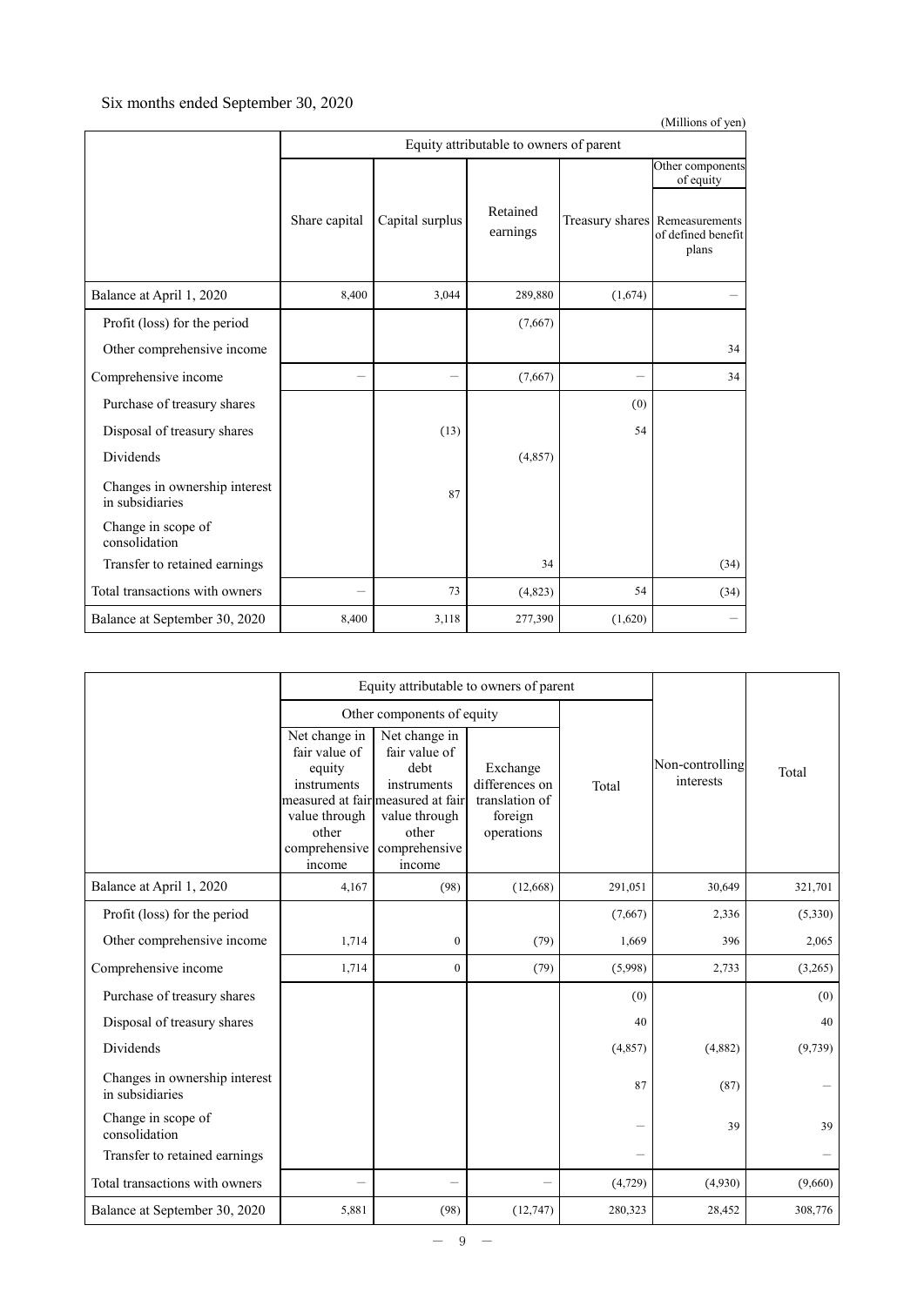Six months ended September 30, 2020

(Millions of yen)

| | Equity attributable to owners of parent | | | | |
|---|---|---|---|---|---|
| | | | | | Other components of equity |
| | Share capital | Capital surplus | Retained earnings | Treasury shares | Remeasurements of defined benefit plans |
| Balance at April 1, 2020 | 8,400 | 3,044 | 289,880 | (1,674) | – |
| Profit (loss) for the period | | | (7,667) | | |
| Other comprehensive income | | | | | 34 |
| Comprehensive income | – | – | (7,667) | – | 34 |
| Purchase of treasury shares | | | | (0) | |
| Disposal of treasury shares | | (13) | | 54 | |
| Dividends | | | (4,857) | | |
| Changes in ownership interest in subsidiaries | | 87 | | | |
| Change in scope of consolidation | | | | | |
| Transfer to retained earnings | | | 34 | | (34) |
| Total transactions with owners | – | 73 | (4,823) | 54 | (34) |
| Balance at September 30, 2020 | 8,400 | 3,118 | 277,390 | (1,620) | – |

| | Equity attributable to owners of parent | | | | Non-controlling interests | Total |
|---|---|---|---|---|---|---|
| | Other components of equity | | | Total | | |
| | Net change in fair value of equity instruments measured at fair value through other comprehensive income | Net change in fair value of debt instruments measured at fair value through other comprehensive income | Exchange differences on translation of foreign operations | | | |
| Balance at April 1, 2020 | 4,167 | (98) | (12,668) | 291,051 | 30,649 | 321,701 |
| Profit (loss) for the period | | | | (7,667) | 2,336 | (5,330) |
| Other comprehensive income | 1,714 | 0 | (79) | 1,669 | 396 | 2,065 |
| Comprehensive income | 1,714 | 0 | (79) | (5,998) | 2,733 | (3,265) |
| Purchase of treasury shares | | | | (0) | | (0) |
| Disposal of treasury shares | | | | 40 | | 40 |
| Dividends | | | | (4,857) | (4,882) | (9,739) |
| Changes in ownership interest in subsidiaries | | | | 87 | (87) | – |
| Change in scope of consolidation | | | | – | 39 | 39 |
| Transfer to retained earnings | | | | – | | – |
| Total transactions with owners | – | – | – | (4,729) | (4,930) | (9,660) |
| Balance at September 30, 2020 | 5,881 | (98) | (12,747) | 280,323 | 28,452 | 308,776 |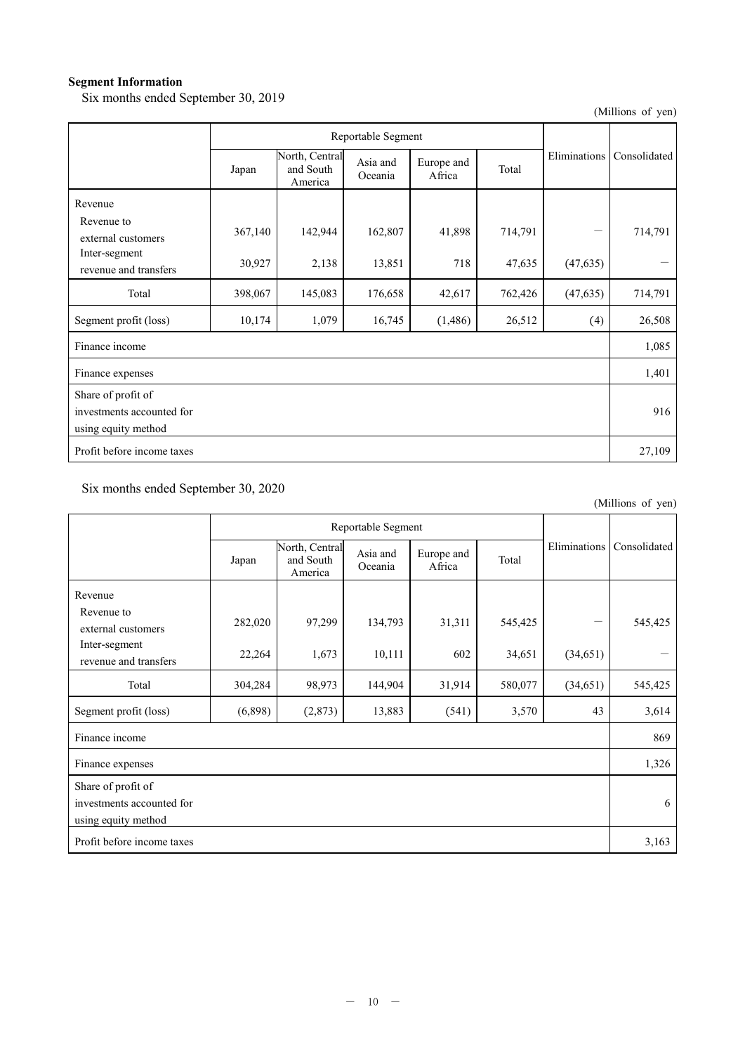**Segment Information**

Six months ended September 30, 2019

(Millions of yen)

| | Reportable Segment | | | | | Eliminations | Consolidated |
|---|---|---|---|---|---|---|---|
| | Japan | North, Central and South America | Asia and Oceania | Europe and Africa | Total | | |
| Revenue | | | | | | | |
| Revenue to external customers | 367,140 | 142,944 | 162,807 | 41,898 | 714,791 | ― | 714,791 |
| Inter-segment revenue and transfers | 30,927 | 2,138 | 13,851 | 718 | 47,635 | (47,635) | ― |
| Total | 398,067 | 145,083 | 176,658 | 42,617 | 762,426 | (47,635) | 714,791 |
| Segment profit (loss) | 10,174 | 1,079 | 16,745 | (1,486) | 26,512 | (4) | 26,508 |
| Finance income | | | | | | | 1,085 |
| Finance expenses | | | | | | | 1,401 |
| Share of profit of investments accounted for using equity method | | | | | | | 916 |
| Profit before income taxes | | | | | | | 27,109 |

Six months ended September 30, 2020

(Millions of yen)

| | Reportable Segment | | | | | Eliminations | Consolidated |
|---|---|---|---|---|---|---|---|
| | Japan | North, Central and South America | Asia and Oceania | Europe and Africa | Total | | |
| Revenue | | | | | | | |
| Revenue to external customers | 282,020 | 97,299 | 134,793 | 31,311 | 545,425 | ― | 545,425 |
| Inter-segment revenue and transfers | 22,264 | 1,673 | 10,111 | 602 | 34,651 | (34,651) | ― |
| Total | 304,284 | 98,973 | 144,904 | 31,914 | 580,077 | (34,651) | 545,425 |
| Segment profit (loss) | (6,898) | (2,873) | 13,883 | (541) | 3,570 | 43 | 3,614 |
| Finance income | | | | | | | 869 |
| Finance expenses | | | | | | | 1,326 |
| Share of profit of investments accounted for using equity method | | | | | | | 6 |
| Profit before income taxes | | | | | | | 3,163 |